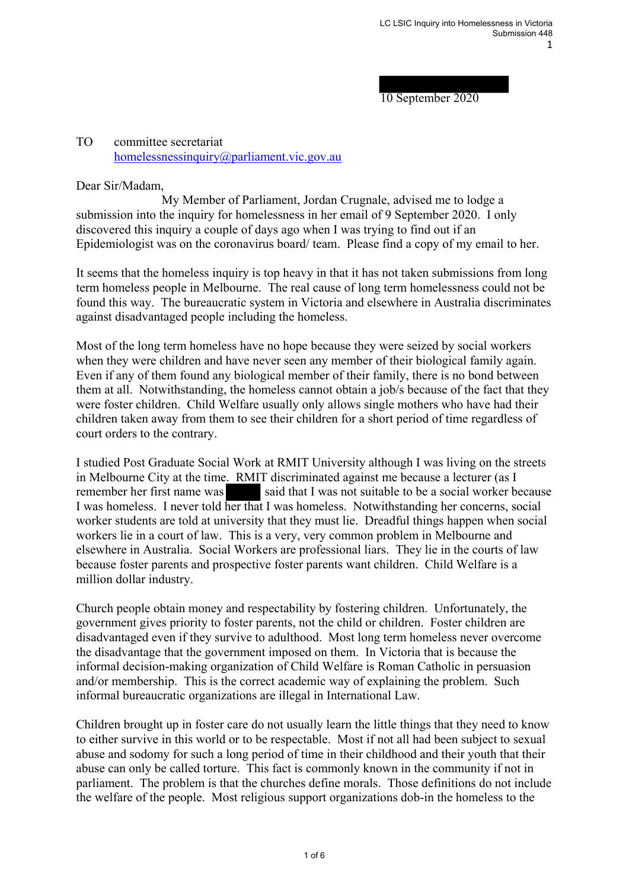10 September 2020

TO committee secretariat
homelessnessinquiry@parliament.vic.gov.au

Dear Sir/Madam,

My Member of Parliament, Jordan Crugnale, advised me to lodge a submission into the inquiry for homelessness in her email of 9 September 2020. I only discovered this inquiry a couple of days ago when I was trying to find out if an Epidemiologist was on the coronavirus board/ team. Please find a copy of my email to her.

It seems that the homeless inquiry is top heavy in that it has not taken submissions from long term homeless people in Melbourne. The real cause of long term homelessness could not be found this way. The bureaucratic system in Victoria and elsewhere in Australia discriminates against disadvantaged people including the homeless.

Most of the long term homeless have no hope because they were seized by social workers when they were children and have never seen any member of their biological family again. Even if any of them found any biological member of their family, there is no bond between them at all. Notwithstanding, the homeless cannot obtain a job/s because of the fact that they were foster children. Child Welfare usually only allows single mothers who have had their children taken away from them to see their children for a short period of time regardless of court orders to the contrary.

I studied Post Graduate Social Work at RMIT University although I was living on the streets in Melbourne City at the time. RMIT discriminated against me because a lecturer (as I remember her first name was [REDACTED] said that I was not suitable to be a social worker because I was homeless. I never told her that I was homeless. Notwithstanding her concerns, social worker students are told at university that they must lie. Dreadful things happen when social workers lie in a court of law. This is a very, very common problem in Melbourne and elsewhere in Australia. Social Workers are professional liars. They lie in the courts of law because foster parents and prospective foster parents want children. Child Welfare is a million dollar industry.

Church people obtain money and respectability by fostering children. Unfortunately, the government gives priority to foster parents, not the child or children. Foster children are disadvantaged even if they survive to adulthood. Most long term homeless never overcome the disadvantage that the government imposed on them. In Victoria that is because the informal decision-making organization of Child Welfare is Roman Catholic in persuasion and/or membership. This is the correct academic way of explaining the problem. Such informal bureaucratic organizations are illegal in International Law.

Children brought up in foster care do not usually learn the little things that they need to know to either survive in this world or to be respectable. Most if not all had been subject to sexual abuse and sodomy for such a long period of time in their childhood and their youth that their abuse can only be called torture. This fact is commonly known in the community if not in parliament. The problem is that the churches define morals. Those definitions do not include the welfare of the people. Most religious support organizations dob-in the homeless to the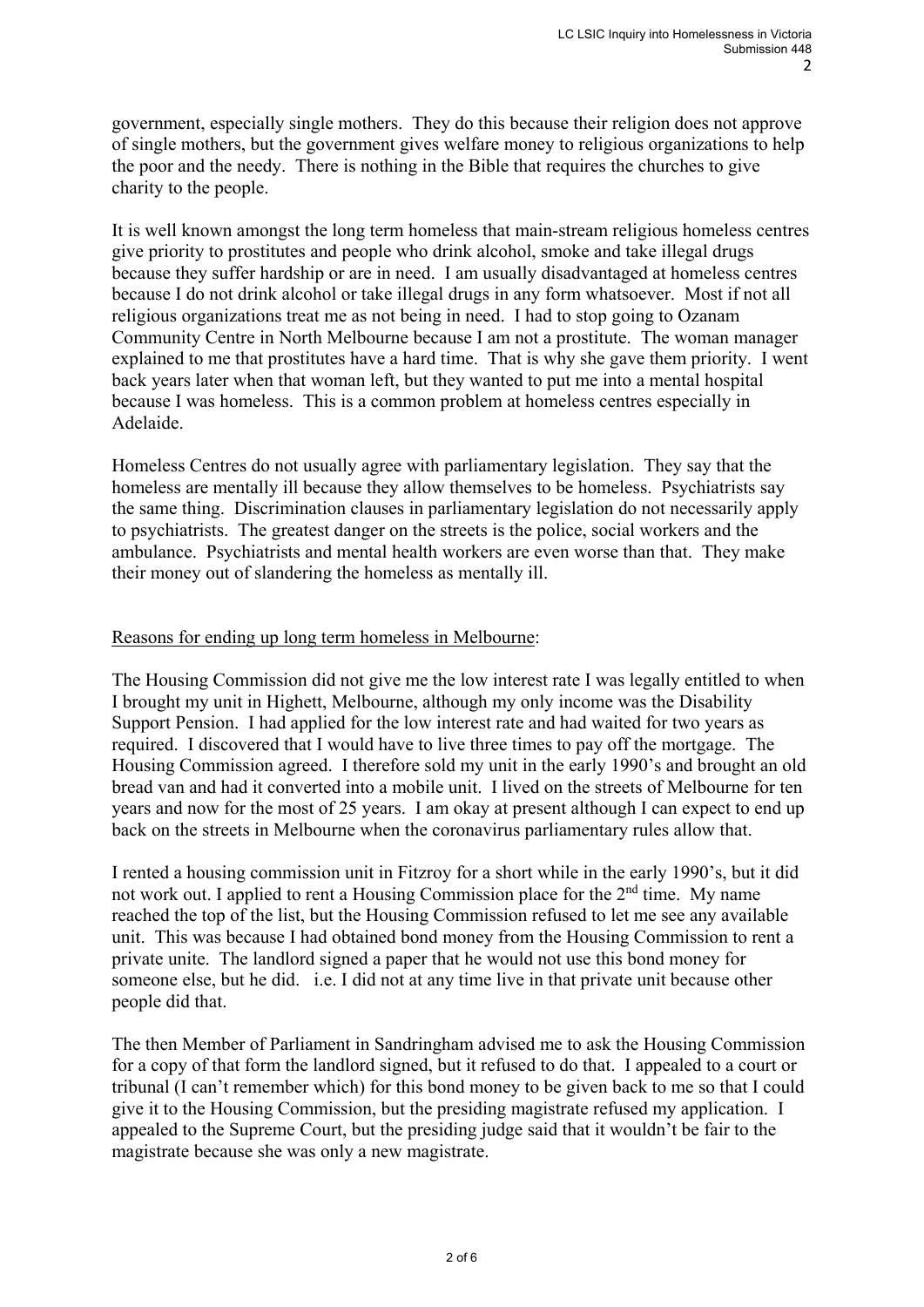government, especially single mothers. They do this because their religion does not approve of single mothers, but the government gives welfare money to religious organizations to help the poor and the needy. There is nothing in the Bible that requires the churches to give charity to the people.

It is well known amongst the long term homeless that main-stream religious homeless centres give priority to prostitutes and people who drink alcohol, smoke and take illegal drugs because they suffer hardship or are in need. I am usually disadvantaged at homeless centres because I do not drink alcohol or take illegal drugs in any form whatsoever. Most if not all religious organizations treat me as not being in need. I had to stop going to Ozanam Community Centre in North Melbourne because I am not a prostitute. The woman manager explained to me that prostitutes have a hard time. That is why she gave them priority. I went back years later when that woman left, but they wanted to put me into a mental hospital because I was homeless. This is a common problem at homeless centres especially in Adelaide.

Homeless Centres do not usually agree with parliamentary legislation. They say that the homeless are mentally ill because they allow themselves to be homeless. Psychiatrists say the same thing. Discrimination clauses in parliamentary legislation do not necessarily apply to psychiatrists. The greatest danger on the streets is the police, social workers and the ambulance. Psychiatrists and mental health workers are even worse than that. They make their money out of slandering the homeless as mentally ill.

<u>Reasons for ending up long term homeless in Melbourne</u>:

The Housing Commission did not give me the low interest rate I was legally entitled to when I brought my unit in Highett, Melbourne, although my only income was the Disability Support Pension. I had applied for the low interest rate and had waited for two years as required. I discovered that I would have to live three times to pay off the mortgage. The Housing Commission agreed. I therefore sold my unit in the early 1990's and brought an old bread van and had it converted into a mobile unit. I lived on the streets of Melbourne for ten years and now for the most of 25 years. I am okay at present although I can expect to end up back on the streets in Melbourne when the coronavirus parliamentary rules allow that.

I rented a housing commission unit in Fitzroy for a short while in the early 1990's, but it did not work out. I applied to rent a Housing Commission place for the 2nd time. My name reached the top of the list, but the Housing Commission refused to let me see any available unit. This was because I had obtained bond money from the Housing Commission to rent a private unite. The landlord signed a paper that he would not use this bond money for someone else, but he did. i.e. I did not at any time live in that private unit because other people did that.

The then Member of Parliament in Sandringham advised me to ask the Housing Commission for a copy of that form the landlord signed, but it refused to do that. I appealed to a court or tribunal (I can't remember which) for this bond money to be given back to me so that I could give it to the Housing Commission, but the presiding magistrate refused my application. I appealed to the Supreme Court, but the presiding judge said that it wouldn't be fair to the magistrate because she was only a new magistrate.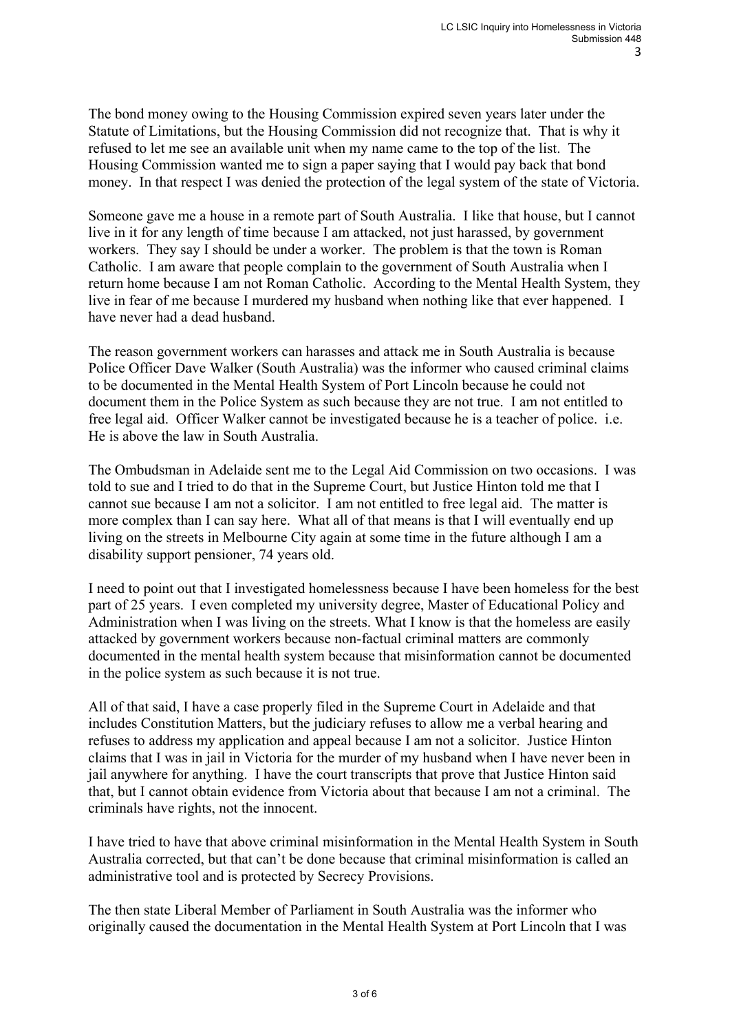The bond money owing to the Housing Commission expired seven years later under the Statute of Limitations, but the Housing Commission did not recognize that. That is why it refused to let me see an available unit when my name came to the top of the list. The Housing Commission wanted me to sign a paper saying that I would pay back that bond money. In that respect I was denied the protection of the legal system of the state of Victoria.

Someone gave me a house in a remote part of South Australia. I like that house, but I cannot live in it for any length of time because I am attacked, not just harassed, by government workers. They say I should be under a worker. The problem is that the town is Roman Catholic. I am aware that people complain to the government of South Australia when I return home because I am not Roman Catholic. According to the Mental Health System, they live in fear of me because I murdered my husband when nothing like that ever happened. I have never had a dead husband.

The reason government workers can harasses and attack me in South Australia is because Police Officer Dave Walker (South Australia) was the informer who caused criminal claims to be documented in the Mental Health System of Port Lincoln because he could not document them in the Police System as such because they are not true. I am not entitled to free legal aid. Officer Walker cannot be investigated because he is a teacher of police. i.e. He is above the law in South Australia.

The Ombudsman in Adelaide sent me to the Legal Aid Commission on two occasions. I was told to sue and I tried to do that in the Supreme Court, but Justice Hinton told me that I cannot sue because I am not a solicitor. I am not entitled to free legal aid. The matter is more complex than I can say here. What all of that means is that I will eventually end up living on the streets in Melbourne City again at some time in the future although I am a disability support pensioner, 74 years old.

I need to point out that I investigated homelessness because I have been homeless for the best part of 25 years. I even completed my university degree, Master of Educational Policy and Administration when I was living on the streets. What I know is that the homeless are easily attacked by government workers because non-factual criminal matters are commonly documented in the mental health system because that misinformation cannot be documented in the police system as such because it is not true.

All of that said, I have a case properly filed in the Supreme Court in Adelaide and that includes Constitution Matters, but the judiciary refuses to allow me a verbal hearing and refuses to address my application and appeal because I am not a solicitor. Justice Hinton claims that I was in jail in Victoria for the murder of my husband when I have never been in jail anywhere for anything. I have the court transcripts that prove that Justice Hinton said that, but I cannot obtain evidence from Victoria about that because I am not a criminal. The criminals have rights, not the innocent.

I have tried to have that above criminal misinformation in the Mental Health System in South Australia corrected, but that can't be done because that criminal misinformation is called an administrative tool and is protected by Secrecy Provisions.

The then state Liberal Member of Parliament in South Australia was the informer who originally caused the documentation in the Mental Health System at Port Lincoln that I was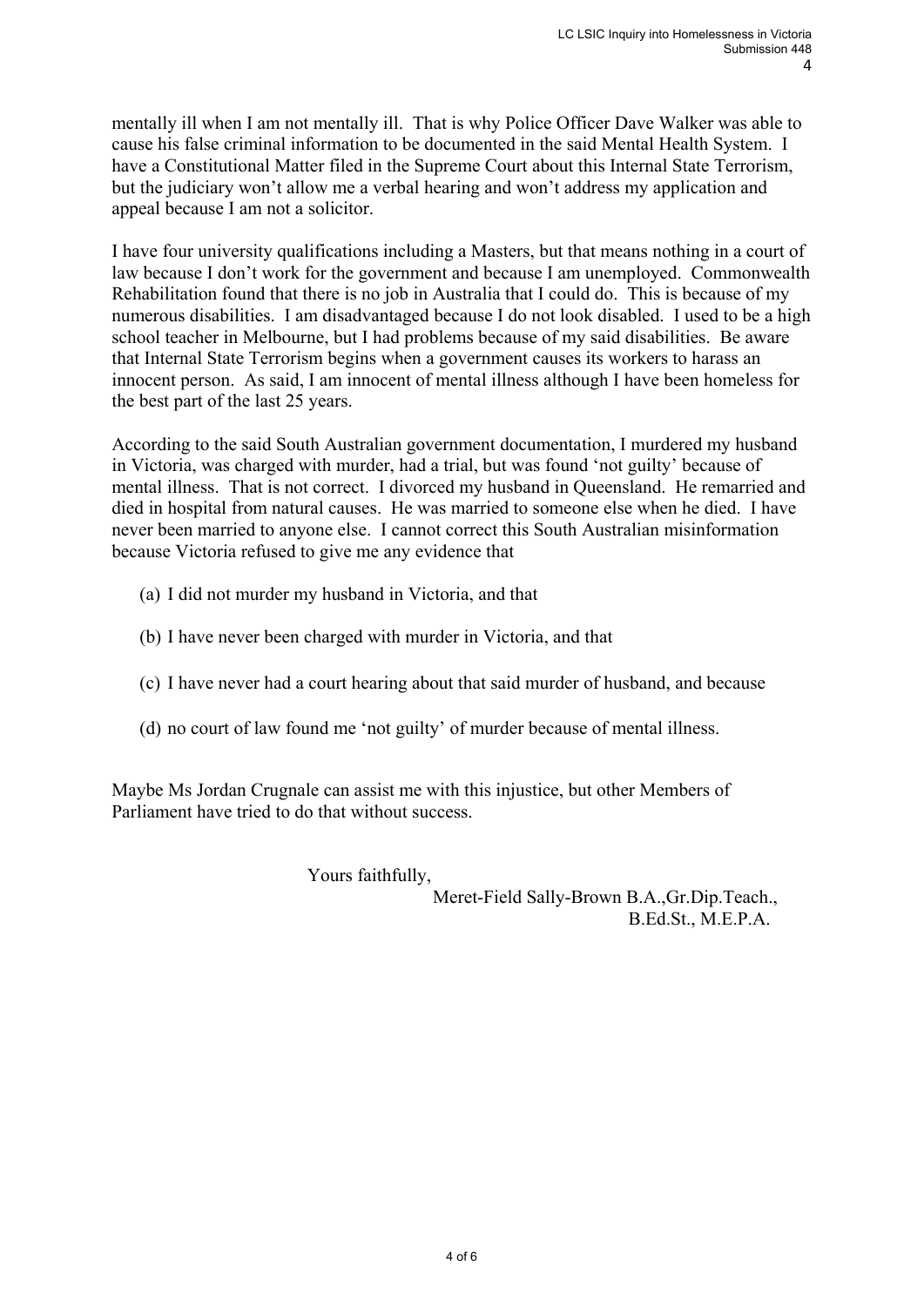mentally ill when I am not mentally ill. That is why Police Officer Dave Walker was able to cause his false criminal information to be documented in the said Mental Health System. I have a Constitutional Matter filed in the Supreme Court about this Internal State Terrorism, but the judiciary won't allow me a verbal hearing and won't address my application and appeal because I am not a solicitor.

I have four university qualifications including a Masters, but that means nothing in a court of law because I don't work for the government and because I am unemployed. Commonwealth Rehabilitation found that there is no job in Australia that I could do. This is because of my numerous disabilities. I am disadvantaged because I do not look disabled. I used to be a high school teacher in Melbourne, but I had problems because of my said disabilities. Be aware that Internal State Terrorism begins when a government causes its workers to harass an innocent person. As said, I am innocent of mental illness although I have been homeless for the best part of the last 25 years.

According to the said South Australian government documentation, I murdered my husband in Victoria, was charged with murder, had a trial, but was found 'not guilty' because of mental illness. That is not correct. I divorced my husband in Queensland. He remarried and died in hospital from natural causes. He was married to someone else when he died. I have never been married to anyone else. I cannot correct this South Australian misinformation because Victoria refused to give me any evidence that

(a) I did not murder my husband in Victoria, and that

(b) I have never been charged with murder in Victoria, and that

(c) I have never had a court hearing about that said murder of husband, and because

(d) no court of law found me 'not guilty' of murder because of mental illness.

Maybe Ms Jordan Crugnale can assist me with this injustice, but other Members of Parliament have tried to do that without success.

Yours faithfully,

Meret-Field Sally-Brown B.A.,Gr.Dip.Teach., B.Ed.St., M.E.P.A.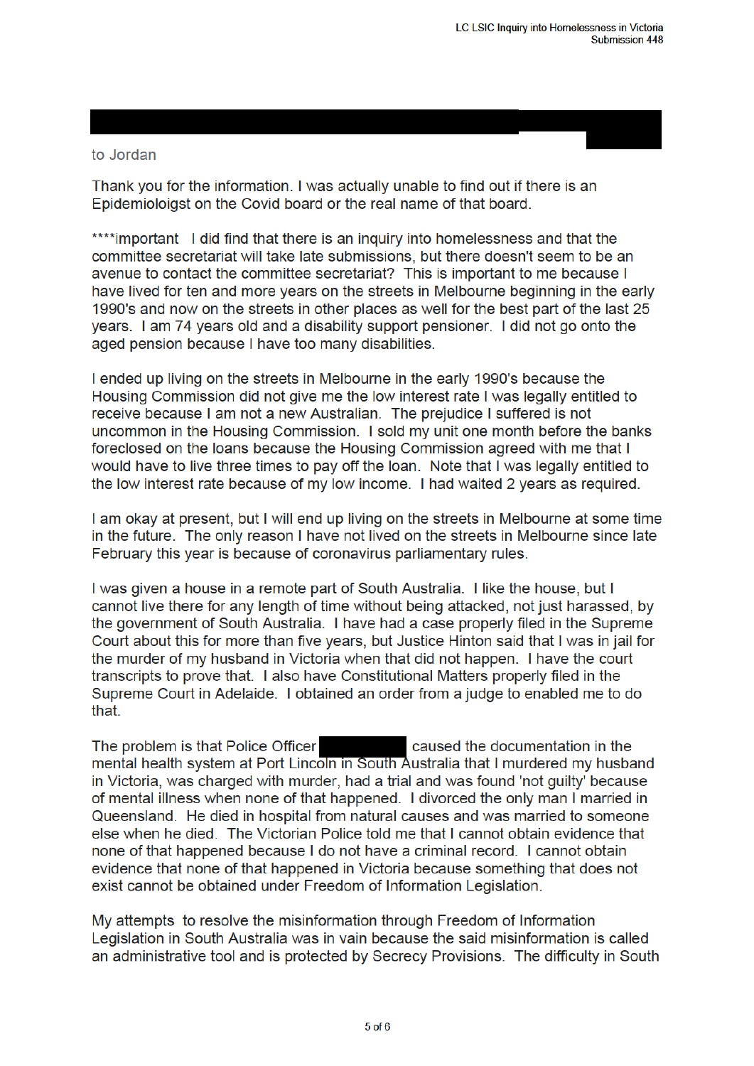to Jordan

Thank you for the information. I was actually unable to find out if there is an Epidemioloigst on the Covid board or the real name of that board.

****important  I did find that there is an inquiry into homelessness and that the committee secretariat will take late submissions, but there doesn't seem to be an avenue to contact the committee secretariat? This is important to me because I have lived for ten and more years on the streets in Melbourne beginning in the early 1990's and now on the streets in other places as well for the best part of the last 25 years. I am 74 years old and a disability support pensioner. I did not go onto the aged pension because I have too many disabilities.

I ended up living on the streets in Melbourne in the early 1990's because the Housing Commission did not give me the low interest rate I was legally entitled to receive because I am not a new Australian. The prejudice I suffered is not uncommon in the Housing Commission. I sold my unit one month before the banks foreclosed on the loans because the Housing Commission agreed with me that I would have to live three times to pay off the loan. Note that I was legally entitled to the low interest rate because of my low income. I had waited 2 years as required.

I am okay at present, but I will end up living on the streets in Melbourne at some time in the future. The only reason I have not lived on the streets in Melbourne since late February this year is because of coronavirus parliamentary rules.

I was given a house in a remote part of South Australia. I like the house, but I cannot live there for any length of time without being attacked, not just harassed, by the government of South Australia. I have had a case properly filed in the Supreme Court about this for more than five years, but Justice Hinton said that I was in jail for the murder of my husband in Victoria when that did not happen. I have the court transcripts to prove that. I also have Constitutional Matters properly filed in the Supreme Court in Adelaide. I obtained an order from a judge to enabled me to do that.

The problem is that Police Officer [REDACTED] caused the documentation in the mental health system at Port Lincoln in South Australia that I murdered my husband in Victoria, was charged with murder, had a trial and was found 'not guilty' because of mental illness when none of that happened. I divorced the only man I married in Queensland. He died in hospital from natural causes and was married to someone else when he died. The Victorian Police told me that I cannot obtain evidence that none of that happened because I do not have a criminal record. I cannot obtain evidence that none of that happened in Victoria because something that does not exist cannot be obtained under Freedom of Information Legislation.

My attempts to resolve the misinformation through Freedom of Information Legislation in South Australia was in vain because the said misinformation is called an administrative tool and is protected by Secrecy Provisions. The difficulty in South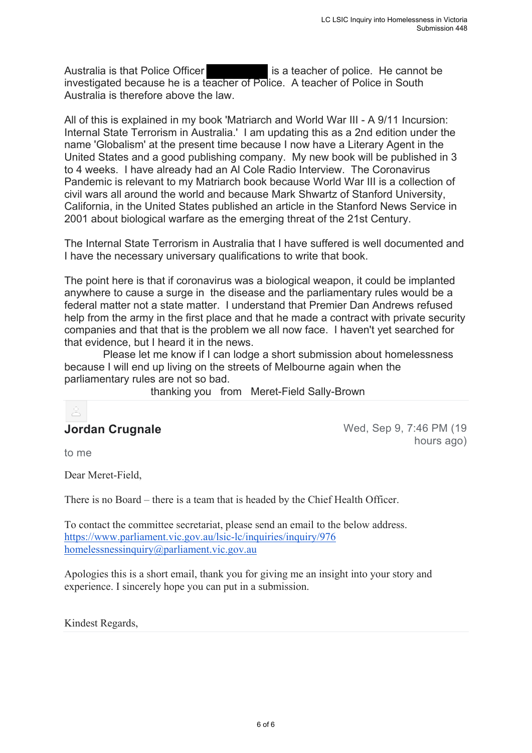Australia is that Police Officer ██████ is a teacher of police. He cannot be investigated because he is a teacher of Police. A teacher of Police in South Australia is therefore above the law.

All of this is explained in my book 'Matriarch and World War III - A 9/11 Incursion: Internal State Terrorism in Australia.' I am updating this as a 2nd edition under the name 'Globalism' at the present time because I now have a Literary Agent in the United States and a good publishing company. My new book will be published in 3 to 4 weeks. I have already had an Al Cole Radio Interview. The Coronavirus Pandemic is relevant to my Matriarch book because World War III is a collection of civil wars all around the world and because Mark Shwartz of Stanford University, California, in the United States published an article in the Stanford News Service in 2001 about biological warfare as the emerging threat of the 21st Century.

The Internal State Terrorism in Australia that I have suffered is well documented and I have the necessary universary qualifications to write that book.

The point here is that if coronavirus was a biological weapon, it could be implanted anywhere to cause a surge in the disease and the parliamentary rules would be a federal matter not a state matter. I understand that Premier Dan Andrews refused help from the army in the first place and that he made a contract with private security companies and that that is the problem we all now face. I haven't yet searched for that evidence, but I heard it in the news.

Please let me know if I can lodge a short submission about homelessness because I will end up living on the streets of Melbourne again when the parliamentary rules are not so bad.

thanking you from Meret-Field Sally-Brown

---

**Jordan Crugnale** Wed, Sep 9, 7:46 PM (19 hours ago)

to me

Dear Meret-Field,

There is no Board – there is a team that is headed by the Chief Health Officer.

To contact the committee secretariat, please send an email to the below address.
https://www.parliament.vic.gov.au/lsic-lc/inquiries/inquiry/976
homelessnessinquiry@parliament.vic.gov.au

Apologies this is a short email, thank you for giving me an insight into your story and experience. I sincerely hope you can put in a submission.

Kindest Regards,